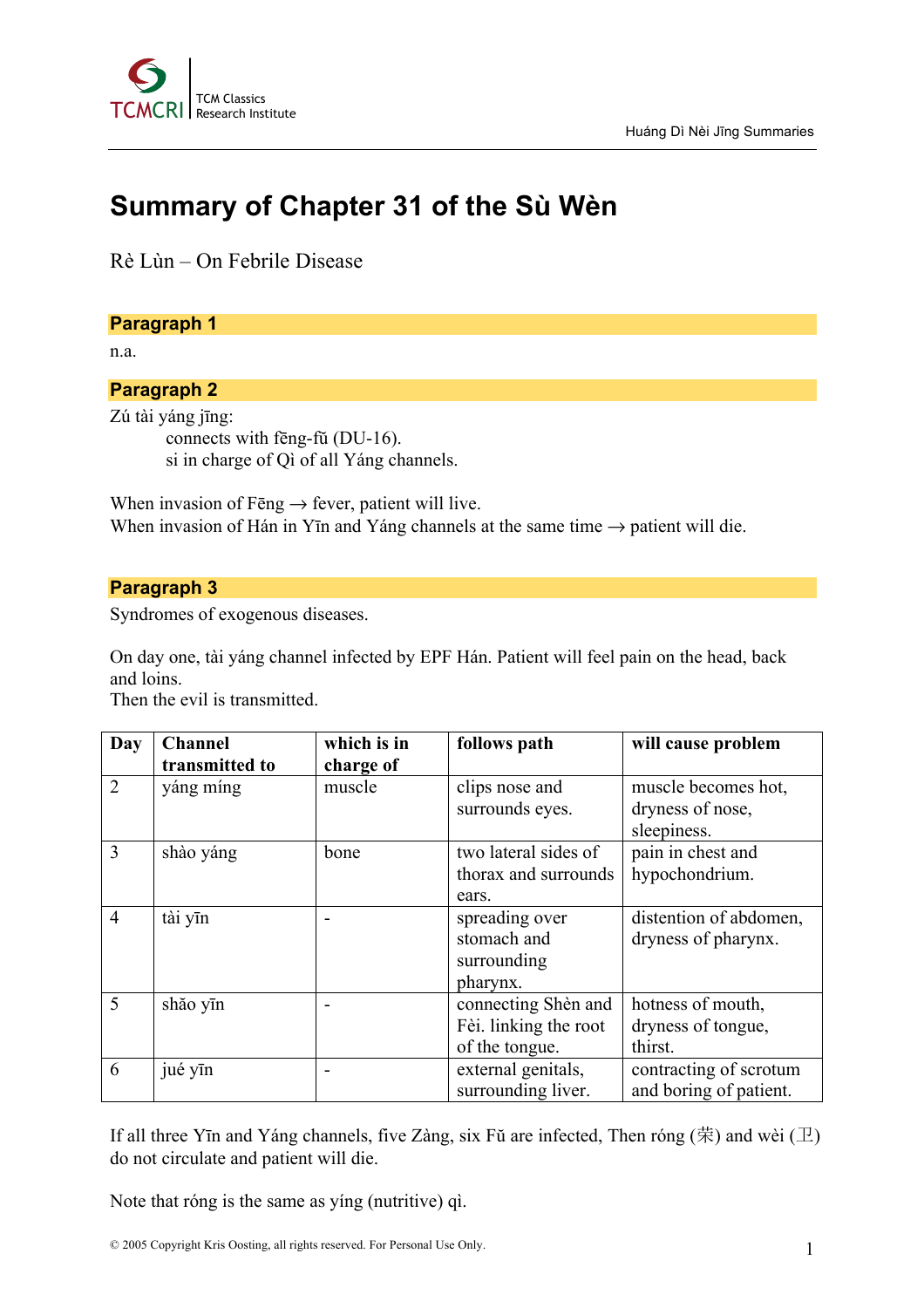# Summary of Chapter 31 of the Sù Wèn

Rè Lùn – On Febrile Disease

## Paragraph 1

n.a.

## Paragraph 2

Zú tài yáng jīng:

connects with fēng-fū (DU-16).
si in charge of Qì of all Yáng channels.

When invasion of Fēng → fever, patient will live.
When invasion of Hán in Yīn and Yáng channels at the same time → patient will die.

## Paragraph 3

Syndromes of exogenous diseases.

On day one, tài yáng channel infected by EPF Hán. Patient will feel pain on the head, back and loins.
Then the evil is transmitted.

| Day | Channel transmitted to | which is in charge of | follows path | will cause problem |
|---|---|---|---|---|
| 2 | yáng míng | muscle | clips nose and surrounds eyes. | muscle becomes hot, dryness of nose, sleepiness. |
| 3 | shào yáng | bone | two lateral sides of thorax and surrounds ears. | pain in chest and hypochondrium. |
| 4 | tài yīn | - | spreading over stomach and surrounding pharynx. | distention of abdomen, dryness of pharynx. |
| 5 | shăo yīn | - | connecting Shèn and Fèi. linking the root of the tongue. | hotness of mouth, dryness of tongue, thirst. |
| 6 | jué yīn | - | external genitals, surrounding liver. | contracting of scrotum and boring of patient. |

If all three Yīn and Yáng channels, five Zàng, six Fŭ are infected, Then róng (荣) and wèi (卫) do not circulate and patient will die.

Note that róng is the same as yíng (nutritive) qì.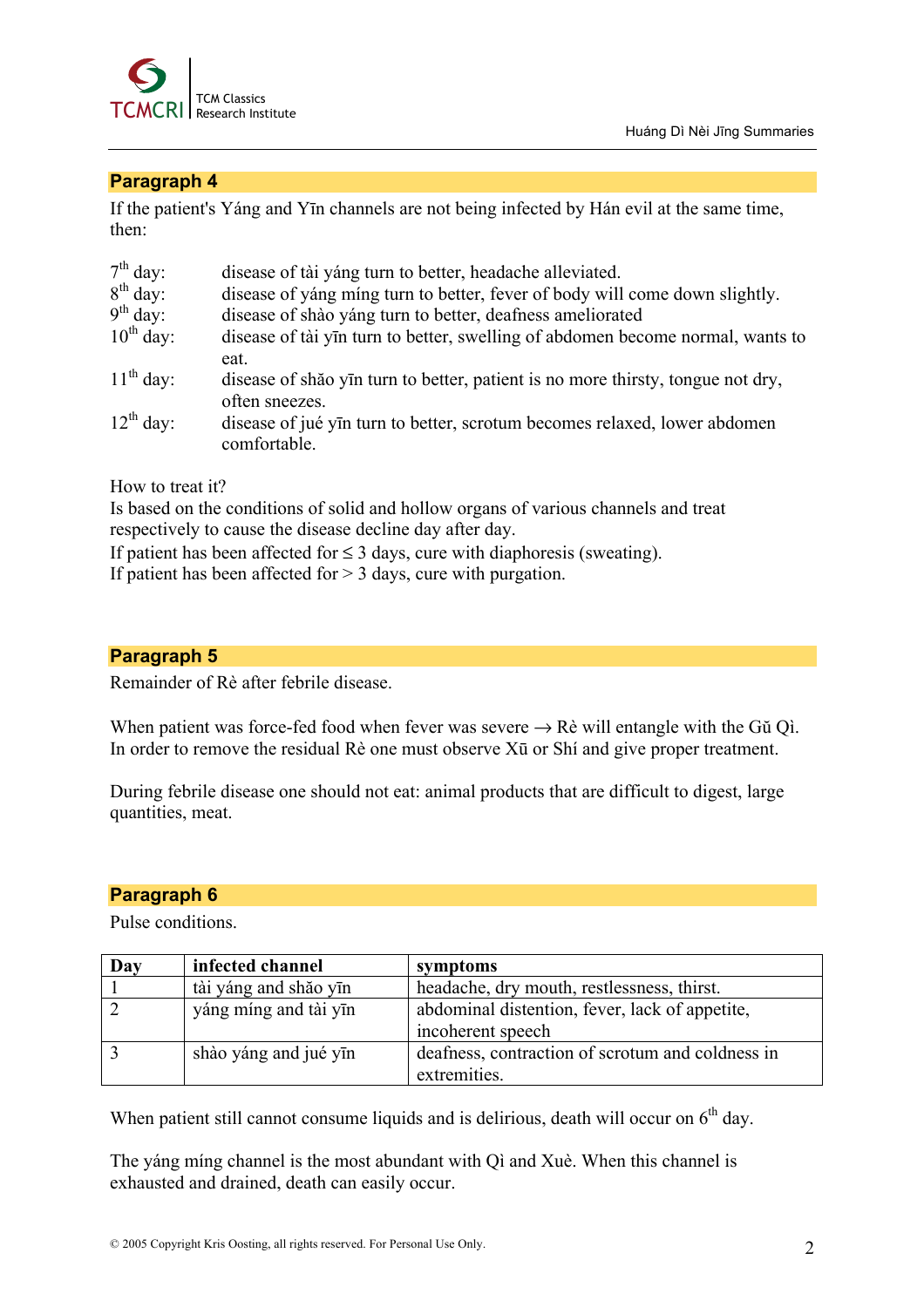## Paragraph 4

If the patient's Yáng and Yīn channels are not being infected by Hán evil at the same time, then:

| | |
|---|---|
| 7th day: | disease of tài yáng turn to better, headache alleviated. |
| 8th day: | disease of yáng míng turn to better, fever of body will come down slightly. |
| 9th day: | disease of shào yáng turn to better, deafness ameliorated |
| 10th day: | disease of tài yīn turn to better, swelling of abdomen become normal, wants to eat. |
| 11th day: | disease of shăo yīn turn to better, patient is no more thirsty, tongue not dry, often sneezes. |
| 12th day: | disease of jué yīn turn to better, scrotum becomes relaxed, lower abdomen comfortable. |

How to treat it?
Is based on the conditions of solid and hollow organs of various channels and treat respectively to cause the disease decline day after day.
If patient has been affected for $\leq 3$ days, cure with diaphoresis (sweating).
If patient has been affected for $> 3$ days, cure with purgation.

## Paragraph 5

Remainder of Rè after febrile disease.

When patient was force-fed food when fever was severe → Rè will entangle with the Gŭ Qì.
In order to remove the residual Rè one must observe Xū or Shí and give proper treatment.

During febrile disease one should not eat: animal products that are difficult to digest, large quantities, meat.

## Paragraph 6

Pulse conditions.

| Day | infected channel | symptoms |
|---|---|---|
| 1 | tài yáng and shăo yīn | headache, dry mouth, restlessness, thirst. |
| 2 | yáng míng and tài yīn | abdominal distention, fever, lack of appetite, incoherent speech |
| 3 | shào yáng and jué yīn | deafness, contraction of scrotum and coldness in extremities. |

When patient still cannot consume liquids and is delirious, death will occur on 6th day.

The yáng míng channel is the most abundant with Qì and Xuè. When this channel is exhausted and drained, death can easily occur.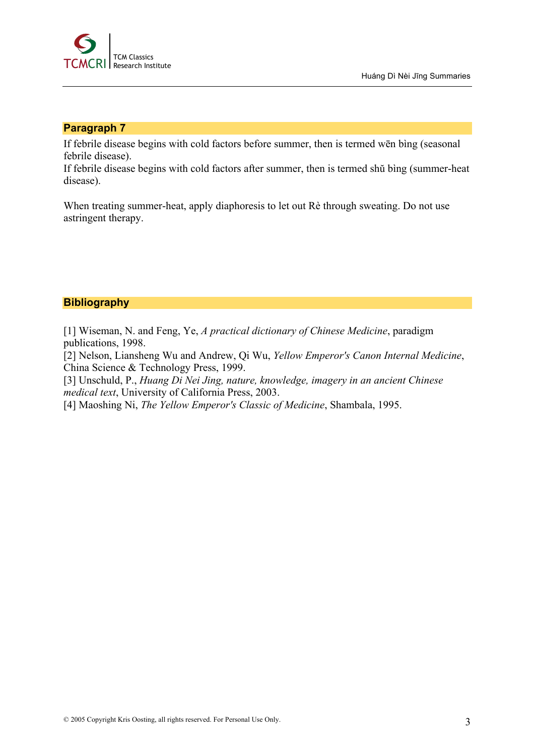## Paragraph 7

If febrile disease begins with cold factors before summer, then is termed wēn bìng (seasonal febrile disease).
If febrile disease begins with cold factors after summer, then is termed shǔ bìng (summer-heat disease).

When treating summer-heat, apply diaphoresis to let out Rè through sweating. Do not use astringent therapy.

## Bibliography

[1] Wiseman, N. and Feng, Ye, *A practical dictionary of Chinese Medicine*, paradigm publications, 1998.
[2] Nelson, Liansheng Wu and Andrew, Qi Wu, *Yellow Emperor's Canon Internal Medicine*, China Science & Technology Press, 1999.
[3] Unschuld, P., *Huang Di Nei Jing, nature, knowledge, imagery in an ancient Chinese medical text*, University of California Press, 2003.
[4] Maoshing Ni, *The Yellow Emperor's Classic of Medicine*, Shambala, 1995.

© 2005 Copyright Kris Oosting, all rights reserved. For Personal Use Only.